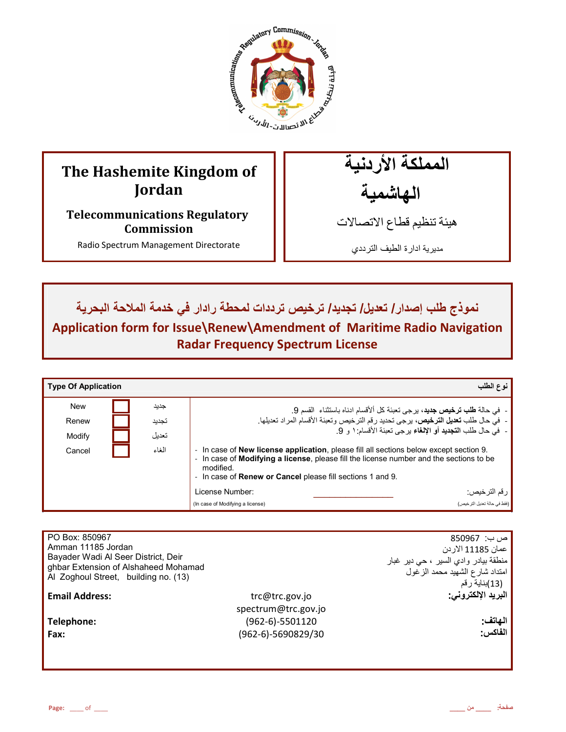| The Hashemite Kingdom of Jordan | المملكة الأردنية الهاشمية |
|---|---|
| **Telecommunications Regulatory Commission** | هيئة تنظيم قطاع الاتصالات |
| Radio Spectrum Management Directorate | مديرية ادارة الطيف الترددي |

## نموذج طلب إصدار/ تعديل/ تجديد/ ترخيص ترددات لمحطة رادار في خدمة الملاحة البحرية
## Application form for Issue\Renew\Amendment of Maritime Radio Navigation Radar Frequency Spectrum License

| **Type Of Application** | | | **نوع الطلب** |
|---|---|---|---|
| New | ☐ | جديد | - في حالة **طلب ترخيص جديد**، يرجى تعبئة كل ألأقسام ادناه باستثناء القسم 9. |
| Renew | ☐ | تجديد | - في حال طلب **تعديل الترخيص**، يرجى تحديد رقم الترخيص وتعبئة الأقسام المراد تعديلها. |
| Modify | ☐ | تعديل | - في حال طلب **التجديد أو الإلغاء** يرجى تعبئة الأقسام:١ و 9. |
| Cancel | ☐ | الغاء | |

- In case of **New license application**, please fill all sections below except section 9.
- In case of **Modifying a license**, please fill the license number and the sections to be modified.
- In case of **Renew or Cancel** please fill sections 1 and 9.

License Number: ____________________ :رقم الترخيص

(In case of Modifying a license) (فقط في حالة تعديل الترخيص)

| | | |
|---|---|---|
| PO Box: 850967<br>Amman 11185 Jordan<br>Bayader Wadi Al Seer District, Deir ghbar Extension of Alshaheed Mohamad Al Zoghoul Street, building no. (13) | | ص ب: 850967<br>عمان 11185 الاردن<br>منطقة بيادر وادي السير ، حي دير غبار<br>امتداد شارع الشهيد محمد الزغول<br>(13)بناية رقم |
| **Email Address:** | trc@trc.gov.jo<br>spectrum@trc.gov.jo | **البريد الإلكتروني:** |
| **Telephone:** | (962-6)-5501120 | **الهاتف:** |
| **Fax:** | (962-6)-5690829/30 | **الفاكس:** |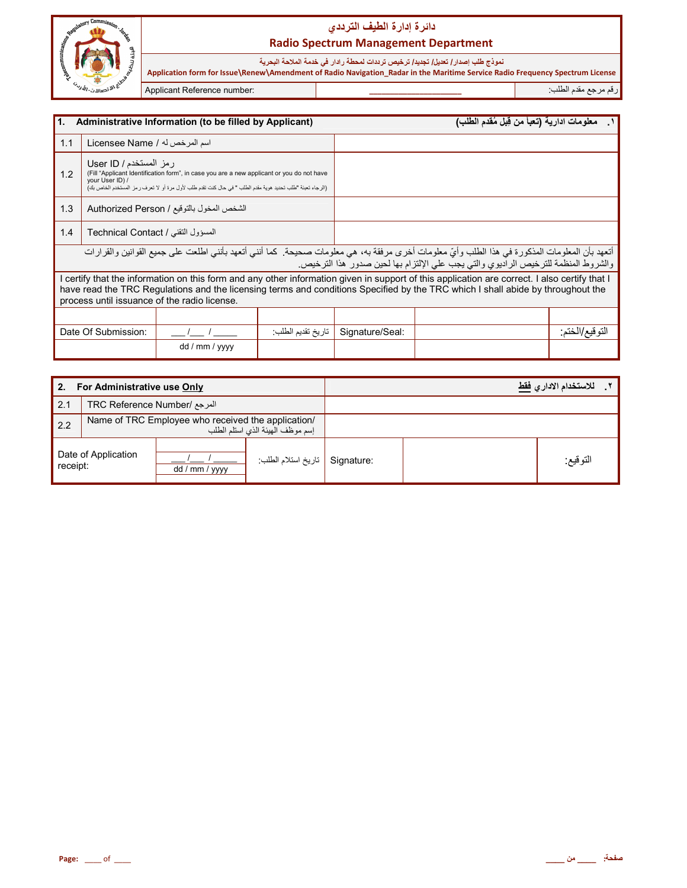# دائرة إدارة الطيف الترددي
## Radio Spectrum Management Department

نموذج طلب إصدار/ تعديل/ تجديد/ ترخيص ترددات لمحطة رادار في خدمة الملاحة البحرية

**Application form for Issue\Renew\Amendment of Radio Navigation_Radar in the Maritime Service Radio Frequency Spectrum License**

| Applicant Reference number: | ____________________ | رقم مرجع مقدم الطلب: |
|---|---|---|

| 1. | **Administrative Information (to be filled by Applicant)** | **١. معلومات ادارية (تعبأ من قِبل مُقدم الطلب)** |
|---|---|---|
| 1.1 | Licensee Name / اسم المرخص له | |
| 1.2 | User ID / رمز المستخدم<br>(Fill "Applicant Identification form", in case you are a new applicant or you do not have your User ID) /<br>(الرجاء تعبئة "طلب تحديد هوية مقدم الطلب" في حال كنت تقدم طلب لأول مرة أو لا تعرف رمز المستخدم الخاص بك) | |
| 1.3 | Authorized Person / الشخص المخول بالتوقيع | |
| 1.4 | Technical Contact / المسؤول التقني | |

أتعهد بأن المعلومات المذكورة في هذا الطلب وأيّ معلومات أخرى مرفقة به، هي معلومات صحيحة. كما أنني أتعهد بأنني اطلعت على جميع القوانين والقرارات والشروط المنظمة للترخيص الراديوي والتي يجب علي الإلتزام بها لحين صدور هذا الترخيص.

I certify that the information on this form and any other information given in support of this application are correct. I also certify that I have read the TRC Regulations and the licensing terms and conditions Specified by the TRC which I shall abide by throughout the process until issuance of the radio license.

| Date Of Submission: | ___ /___ / _____<br>dd / mm / yyyy | تاريخ تقديم الطلب: | Signature/Seal: | | التوقيع/الختم: |
|---|---|---|---|---|---|

| 2. | **For Administrative use <u>Only</u>** | **٢. للاستخدام الاداري <u>فقط</u>** |
|---|---|---|
| 2.1 | TRC Reference Number/ المرجع | |
| 2.2 | Name of TRC Employee who received the application/ إسم موظف الهيئة الذي استلم الطلب | |

| Date of Application receipt: | ___/___ / _____<br>dd / mm / yyyy | تاريخ استلام الطلب: | Signature: | | التوقيع: |
|---|---|---|---|---|---|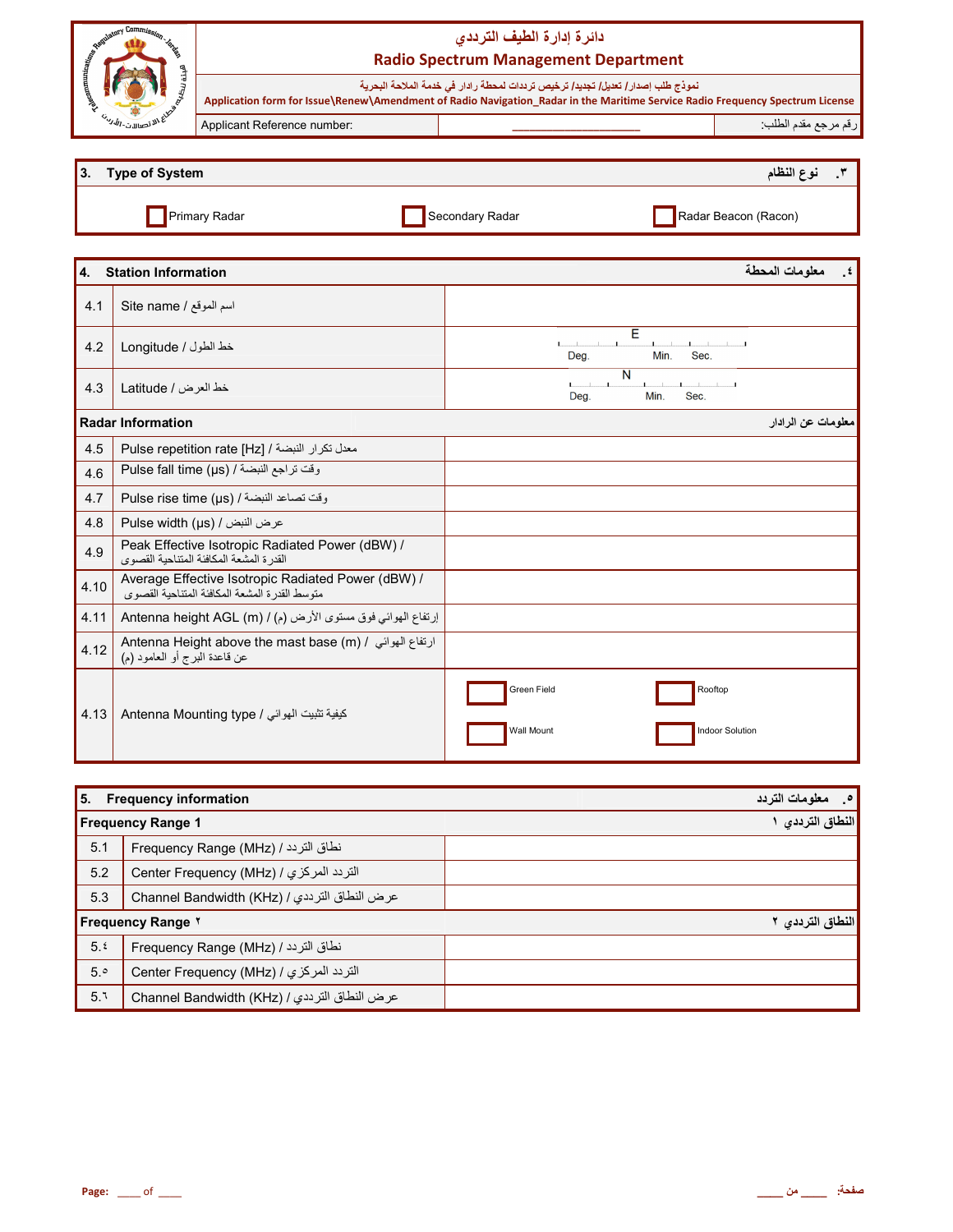# دائرة إدارة الطيف الترددي
# Radio Spectrum Management Department

نموذج طلب إصدار/ تعديل/ تجديد/ ترخيص ترددات لمحطة رادار في خدمة الملاحة البحرية

**Application form for Issue\Renew\Amendment of Radio Navigation_Radar in the Maritime Service Radio Frequency Spectrum License**

| Applicant Reference number: | ___________________ | رقم مرجع مقدم الطلب: |
|---|---|---|

| 3. Type of System | | ٣. نوع النظام |
|---|---|---|
| ☐ Primary Radar | ☐ Secondary Radar | ☐ Radar Beacon (Racon) |

| 4. Station Information | | ٤. معلومات المحطة |
|---|---|---|
| 4.1 | Site name / اسم الموقع | |
| 4.2 | Longitude / خط الطول | E ___ Deg. ___ Min. ___ Sec. |
| 4.3 | Latitude / خط العرض | N ___ Deg. ___ Min. ___ Sec. |
| **Radar Information** | | **معلومات عن الرادار** |
| 4.5 | Pulse repetition rate [Hz] / معدل تكرار النبضة | |
| 4.6 | Pulse fall time (μs) / وقت تراجع النبضة | |
| 4.7 | Pulse rise time (μs) / وقت تصاعد النبضة | |
| 4.8 | Pulse width (μs) / عرض النبض | |
| 4.9 | Peak Effective Isotropic Radiated Power (dBW) / القدرة المشعة المكافئة المتناحية القصوى | |
| 4.10 | Average Effective Isotropic Radiated Power (dBW) / متوسط القدرة المشعة المكافئة المتناحية القصوى | |
| 4.11 | Antenna height AGL (m) / (م) إرتفاع الهوائي فوق مستوى الأرض | |
| 4.12 | Antenna Height above the mast base (m) / ارتفاع الهوائي عن قاعدة البرج أو العامود (م) | |
| 4.13 | Antenna Mounting type / كيفية تثبيت الهوائي | ☐ Green Field ☐ Rooftop ☐ Wall Mount ☐ Indoor Solution |

| 5. Frequency information | | ٥. معلومات التردد |
|---|---|---|
| **Frequency Range 1** | | **النطاق الترددي ١** |
| 5.1 | Frequency Range (MHz) / نطاق التردد | |
| 5.2 | Center Frequency (MHz) / التردد المركزي | |
| 5.3 | Channel Bandwidth (KHz) / عرض النطاق الترددي | |
| **Frequency Range ٢** | | **النطاق الترددي ٢** |
| 5.٤ | Frequency Range (MHz) / نطاق التردد | |
| 5.٥ | Center Frequency (MHz) / التردد المركزي | |
| 5.٦ | Channel Bandwidth (KHz) / عرض النطاق الترددي | |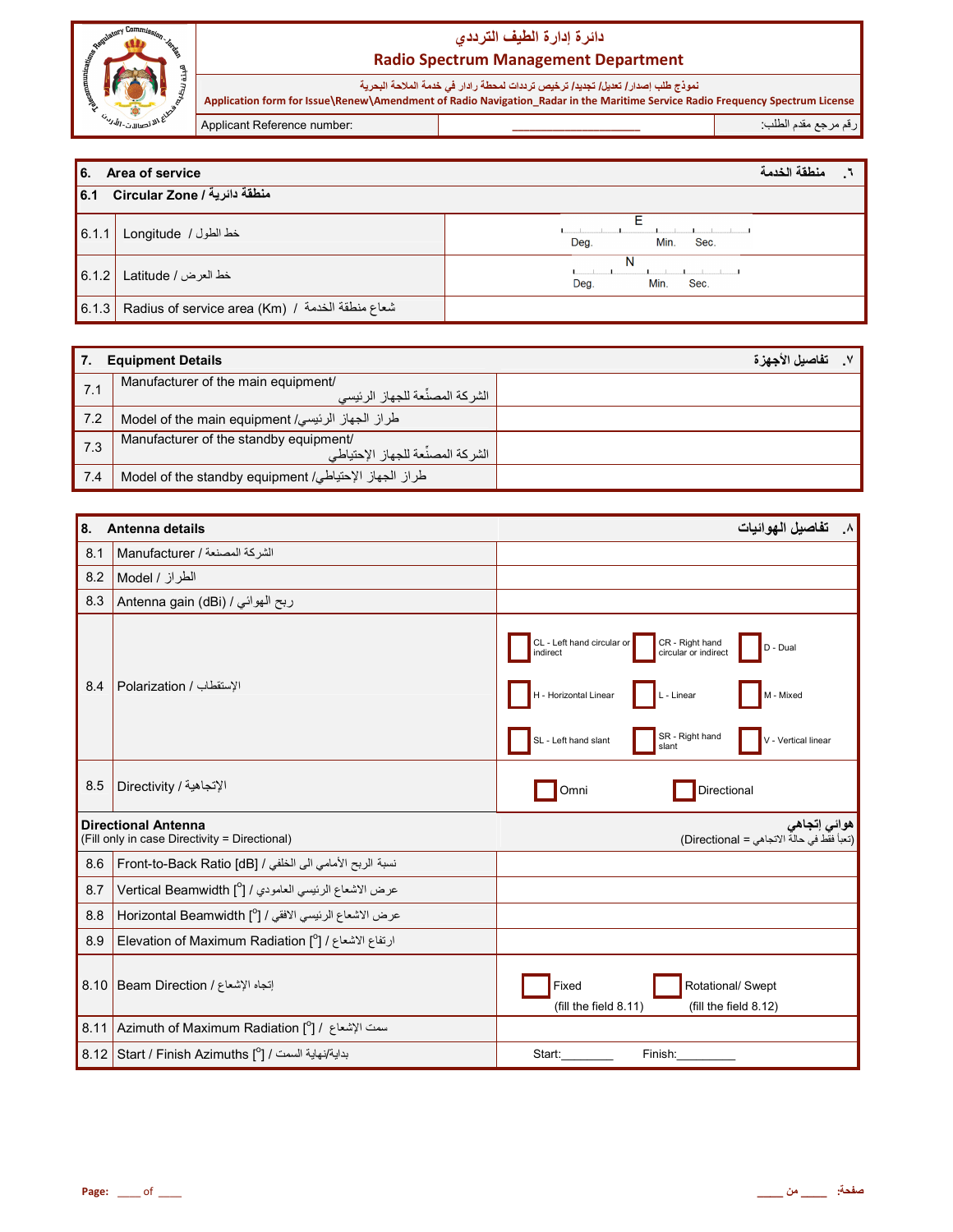# دائرة إدارة الطيف الترددي
# Radio Spectrum Management Department

نموذج طلب إصدار/ تعديل/ تجديد/ ترخيص ترددات لمحطة رادار في خدمة الملاحة البحرية
**Application form for Issue\Renew\Amendment of Radio Navigation_Radar in the Maritime Service Radio Frequency Spectrum License**

| Applicant Reference number: | ____________________ | رقم مرجع مقدم الطلب: |
|---|---|---|

| **6. Area of service** | **٦. منطقة الخدمة** |
|---|---|
| **6.1 Circular Zone / منطقة دائرية** | |
| 6.1.1 Longitude / خط الطول | E ___ Deg. ___ Min. ___ Sec. |
| 6.1.2 Latitude / خط العرض | N ___ Deg. ___ Min. ___ Sec. |
| 6.1.3 Radius of service area (Km) / شعاع منطقة الخدمة | |

| **7. Equipment Details** | **٧. تفاصيل الأجهزة** |
|---|---|
| 7.1 Manufacturer of the main equipment/ الشركة المصنّعة للجهاز الرئيسي | |
| 7.2 Model of the main equipment /طراز الجهاز الرئيسي | |
| 7.3 Manufacturer of the standby equipment/ الشركة المصنّعة للجهاز الإحتياطي | |
| 7.4 Model of the standby equipment /طراز الجهاز الإحتياطي | |

| **8. Antenna details** | **٨. تفاصيل الهوائيات** |
|---|---|
| 8.1 Manufacturer / الشركة المصنعة | |
| 8.2 Model / الطراز | |
| 8.3 Antenna gain (dBi) / ربح الهوائي | |
| 8.4 Polarization / الإستقطاب | ☐ CL - Left hand circular or indirect ☐ CR - Right hand circular or indirect ☐ D - Dual ☐ H - Horizontal Linear ☐ L - Linear ☐ M - Mixed ☐ SL - Left hand slant ☐ SR - Right hand slant ☐ V - Vertical linear |
| 8.5 Directivity / الإتجاهية | ☐ Omni ☐ Directional |
| **Directional Antenna** (Fill only in case Directivity = Directional) | **هوائي إتجاهي** (تعبأ فقط في حالة الاتجاهي = Directional) |
| 8.6 Front-to-Back Ratio [dB] / نسبة الربح الأمامي الى الخلفي | |
| 8.7 Vertical Beamwidth [°] / عرض الاشعاع الرئيسي العامودي | |
| 8.8 Horizontal Beamwidth [°] / عرض الاشعاع الرئيسي الافقي | |
| 8.9 Elevation of Maximum Radiation [°] / ارتفاع الاشعاع | |
| 8.10 Beam Direction / إتجاه الإشعاع | ☐ Fixed (fill the field 8.11) ☐ Rotational/ Swept (fill the field 8.12) |
| 8.11 Azimuth of Maximum Radiation [°] / سمت الإشعاع | |
| 8.12 Start / Finish Azimuths [°] / بداية/نهاية السمت | Start:________ Finish:_________ |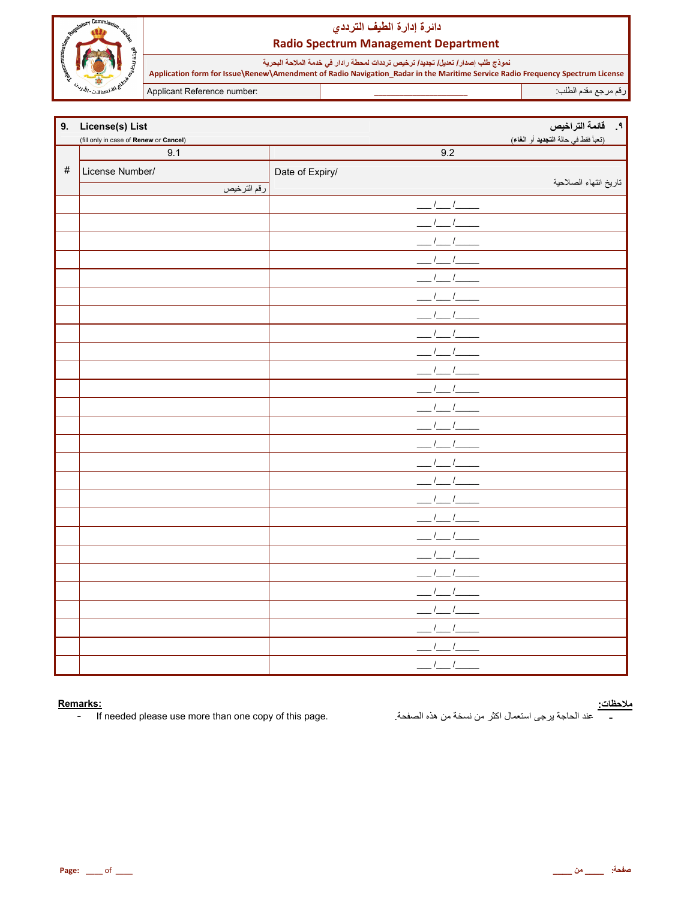# دائرة إدارة الطيف الترددي
## Radio Spectrum Management Department

نموذج طلب إصدار/ تعديل/ تجديد/ ترخيص ترددات لمحطة رادار في خدمة الملاحة البحرية
**Application form for Issue\Renew\Amendment of Radio Navigation_Radar in the Maritime Service Radio Frequency Spectrum License**

| Applicant Reference number: | ___________________ | رقم مرجع مقدم الطلب: |
|---|---|---|

## 9. License(s) List — ٩. قائمة التراخيص

(fill only in case of **Renew** or **Cancel**) — (تعبأ فقط في حالة **التجديد** أو **الغاء**)

| # | 9.1 License Number/ رقم الترخيص | 9.2 Date of Expiry/ تاريخ انتهاء الصلاحية |
|---|---|---|
| | | ___/___/_____ |
| | | ___/___/_____ |
| | | ___/___/_____ |
| | | ___/___/_____ |
| | | ___/___/_____ |
| | | ___/___/_____ |
| | | ___/___/_____ |
| | | ___/___/_____ |
| | | ___/___/_____ |
| | | ___/___/_____ |
| | | ___/___/_____ |
| | | ___/___/_____ |
| | | ___/___/_____ |
| | | ___/___/_____ |
| | | ___/___/_____ |
| | | ___/___/_____ |
| | | ___/___/_____ |
| | | ___/___/_____ |
| | | ___/___/_____ |
| | | ___/___/_____ |
| | | ___/___/_____ |
| | | ___/___/_____ |
| | | ___/___/_____ |
| | | ___/___/_____ |
| | | ___/___/_____ |
| | | ___/___/_____ |

**Remarks:**
- If needed please use more than one copy of this page.

**ملاحظات:**
- عند الحاجة يرجى استعمال اكثر من نسخة من هذه الصفحة.

**Page:** ____ of ____ — **صفحة:** _____ من _____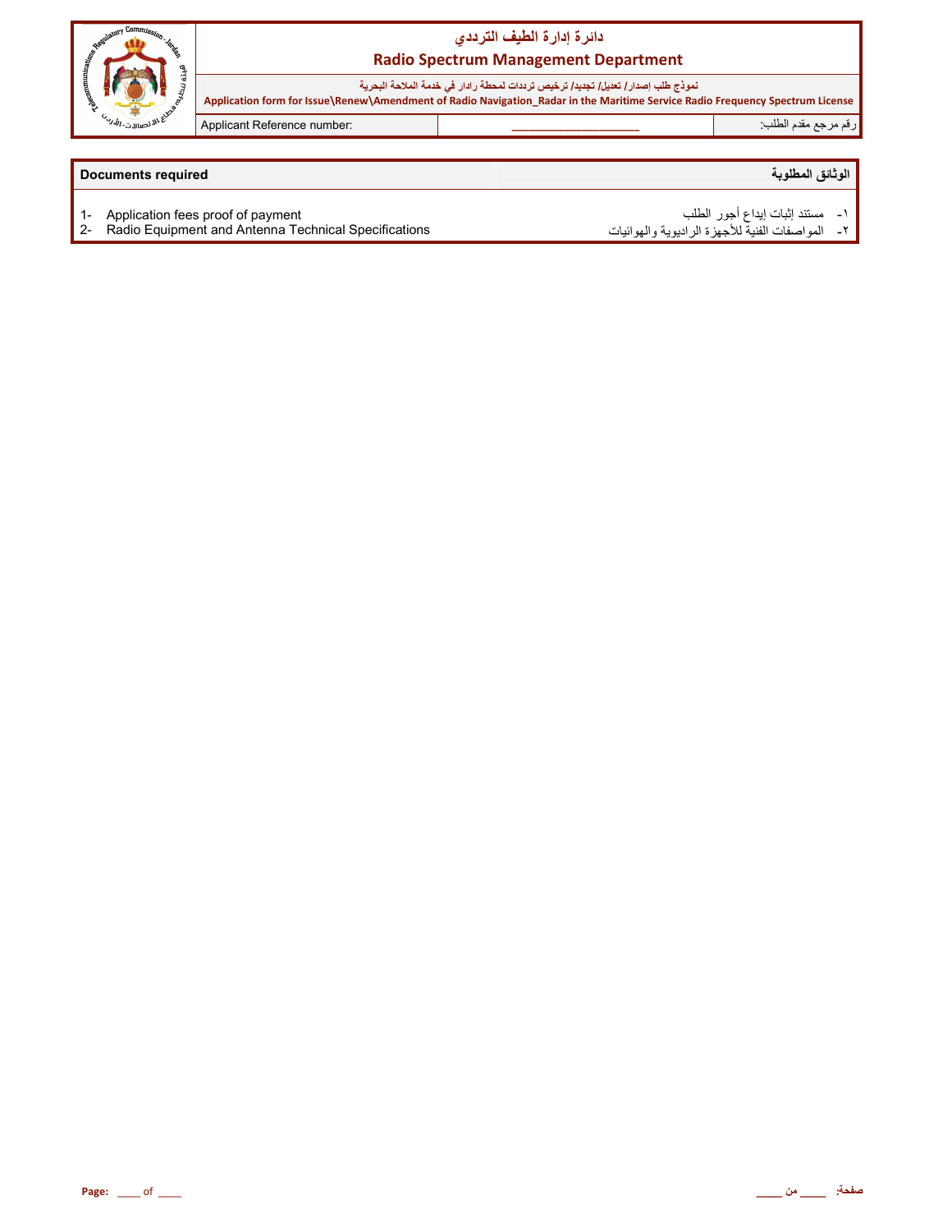# دائرة إدارة الطيف الترددي

## Radio Spectrum Management Department

نموذج طلب إصدار/ تعديل/ تجديد/ ترخيص ترددات لمحطة رادار في خدمة الملاحة البحرية

**Application form for Issue\Renew\Amendment of Radio Navigation_Radar in the Maritime Service Radio Frequency Spectrum License**

| Applicant Reference number: | ____________________ | رقم مرجع مقدم الطلب: |
|---|---|---|

| Documents required | الوثائق المطلوبة |
|---|---|
| 1- Application fees proof of payment | ١- مستند إثبات إيداع أجور الطلب |
| 2- Radio Equipment and Antenna Technical Specifications | ٢- المواصفات الفنية للأجهزة الراديوية والهوائيات |